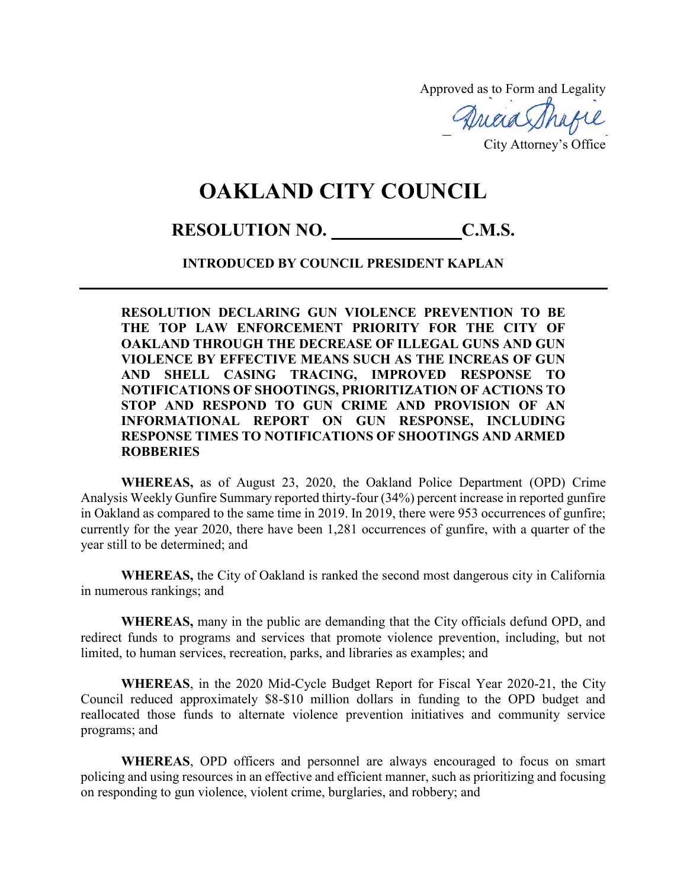Approved as to Form and Legality

City Attorney's Office

# OAKLAND CITY COUNCIL

## RESOLUTION NO. ______________C.M.S.

**INTRODUCED BY COUNCIL PRESIDENT KAPLAN**

**RESOLUTION DECLARING GUN VIOLENCE PREVENTION TO BE THE TOP LAW ENFORCEMENT PRIORITY FOR THE CITY OF OAKLAND THROUGH THE DECREASE OF ILLEGAL GUNS AND GUN VIOLENCE BY EFFECTIVE MEANS SUCH AS THE INCREAS OF GUN AND SHELL CASING TRACING, IMPROVED RESPONSE TO NOTIFICATIONS OF SHOOTINGS, PRIORITIZATION OF ACTIONS TO STOP AND RESPOND TO GUN CRIME AND PROVISION OF AN INFORMATIONAL REPORT ON GUN RESPONSE, INCLUDING RESPONSE TIMES TO NOTIFICATIONS OF SHOOTINGS AND ARMED ROBBERIES**

**WHEREAS,** as of August 23, 2020, the Oakland Police Department (OPD) Crime Analysis Weekly Gunfire Summary reported thirty-four (34%) percent increase in reported gunfire in Oakland as compared to the same time in 2019. In 2019, there were 953 occurrences of gunfire; currently for the year 2020, there have been 1,281 occurrences of gunfire, with a quarter of the year still to be determined; and

**WHEREAS,** the City of Oakland is ranked the second most dangerous city in California in numerous rankings; and

**WHEREAS,** many in the public are demanding that the City officials defund OPD, and redirect funds to programs and services that promote violence prevention, including, but not limited, to human services, recreation, parks, and libraries as examples; and

**WHEREAS**, in the 2020 Mid-Cycle Budget Report for Fiscal Year 2020-21, the City Council reduced approximately $8-$10 million dollars in funding to the OPD budget and reallocated those funds to alternate violence prevention initiatives and community service programs; and

**WHEREAS**, OPD officers and personnel are always encouraged to focus on smart policing and using resources in an effective and efficient manner, such as prioritizing and focusing on responding to gun violence, violent crime, burglaries, and robbery; and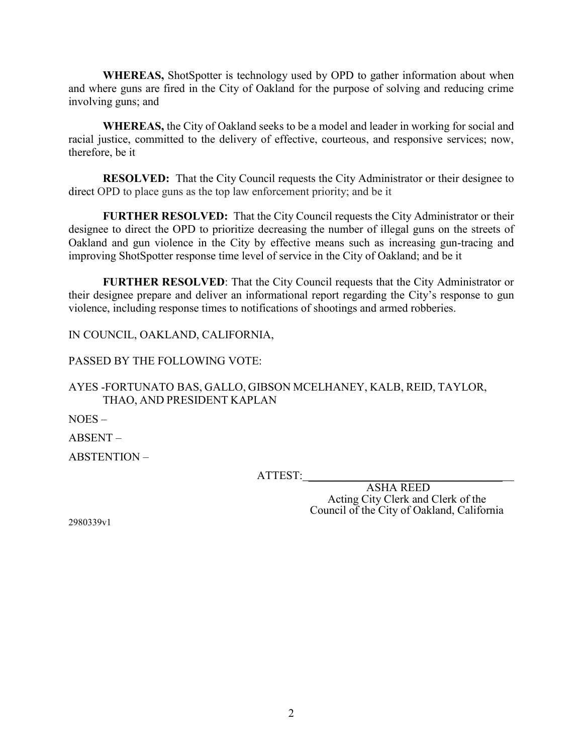**WHEREAS,** ShotSpotter is technology used by OPD to gather information about when and where guns are fired in the City of Oakland for the purpose of solving and reducing crime involving guns; and

**WHEREAS,** the City of Oakland seeks to be a model and leader in working for social and racial justice, committed to the delivery of effective, courteous, and responsive services; now, therefore, be it

**RESOLVED:** That the City Council requests the City Administrator or their designee to direct OPD to place guns as the top law enforcement priority; and be it

**FURTHER RESOLVED:** That the City Council requests the City Administrator or their designee to direct the OPD to prioritize decreasing the number of illegal guns on the streets of Oakland and gun violence in the City by effective means such as increasing gun-tracing and improving ShotSpotter response time level of service in the City of Oakland; and be it

**FURTHER RESOLVED**: That the City Council requests that the City Administrator or their designee prepare and deliver an informational report regarding the City's response to gun violence, including response times to notifications of shootings and armed robberies.

IN COUNCIL, OAKLAND, CALIFORNIA,

PASSED BY THE FOLLOWING VOTE:

AYES -FORTUNATO BAS, GALLO, GIBSON MCELHANEY, KALB, REID, TAYLOR, THAO, AND PRESIDENT KAPLAN

NOES –

ABSENT –

ABSTENTION –

ATTEST:\_\_\_\_\_\_\_\_\_\_\_\_\_\_\_\_\_\_\_\_\_\_\_\_\_\_\_\_\_\_\_\_\_\_

ASHA REED
Acting City Clerk and Clerk of the
Council of the City of Oakland, California

2980339v1